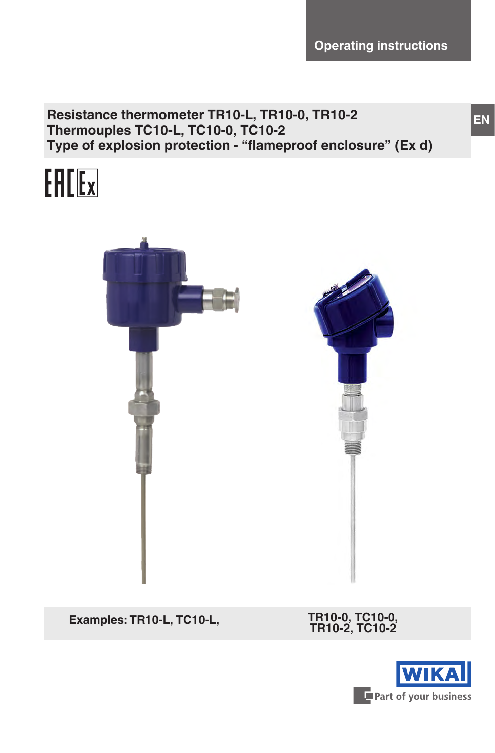Operating instructions

# Resistance thermometer TR10-L, TR10-0, TR10-2
# Thermouples TC10-L, TC10-0, TC10-2
# Type of explosion protection - "flameproof enclosure" (Ex d)

EN

**Examples: TR10-L, TC10-L,** **TR10-0, TC10-0, TR10-2, TC10-2**

WIKA

Part of your business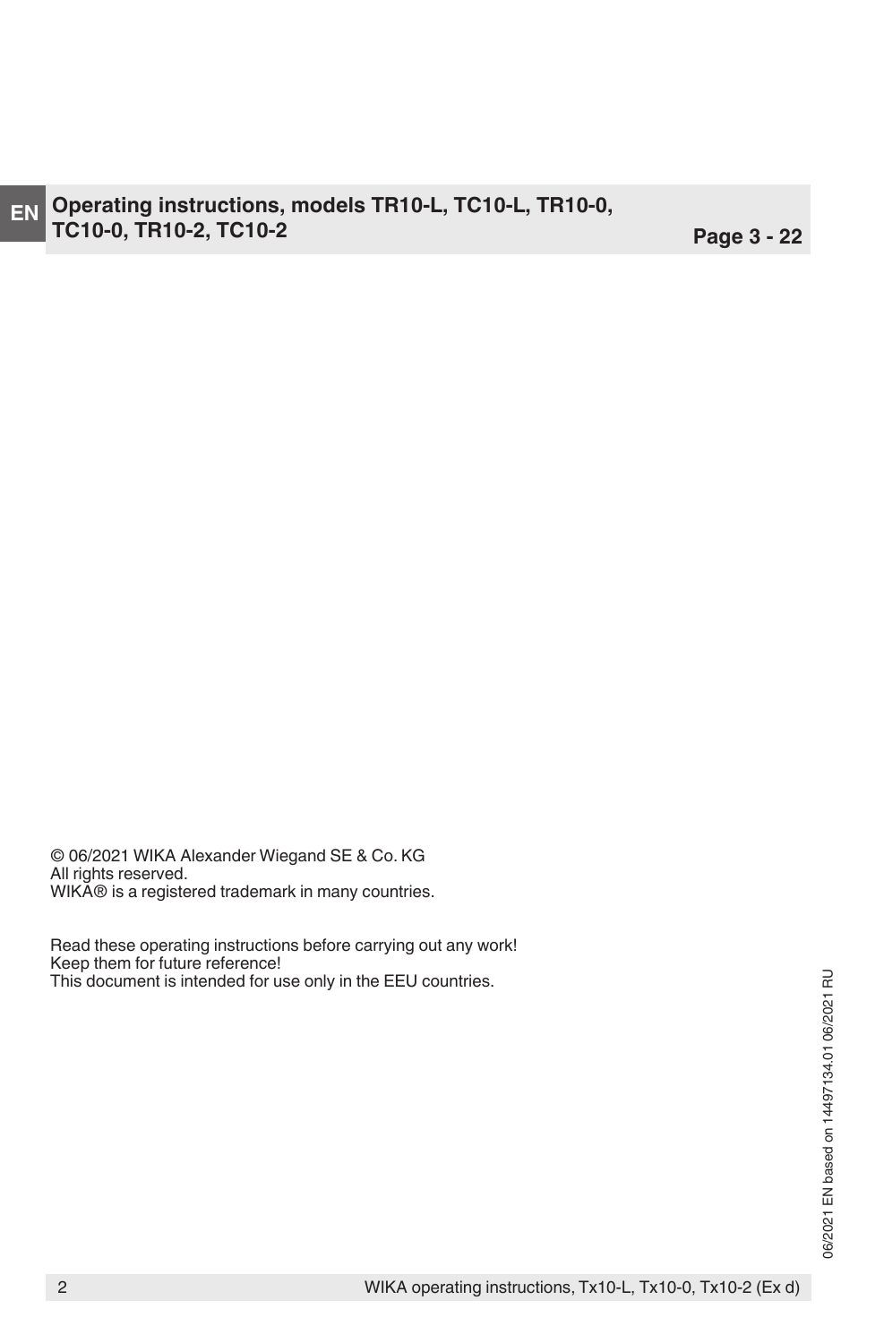**EN** **Operating instructions, models TR10-L, TC10-L, TR10-0, TC10-0, TR10-2, TC10-2** **Page 3 - 22**

© 06/2021 WIKA Alexander Wiegand SE & Co. KG
All rights reserved.
WIKA® is a registered trademark in many countries.

Read these operating instructions before carrying out any work!
Keep them for future reference!
This document is intended for use only in the EEU countries.

06/2021 EN based on 14497134.01 06/2021 RU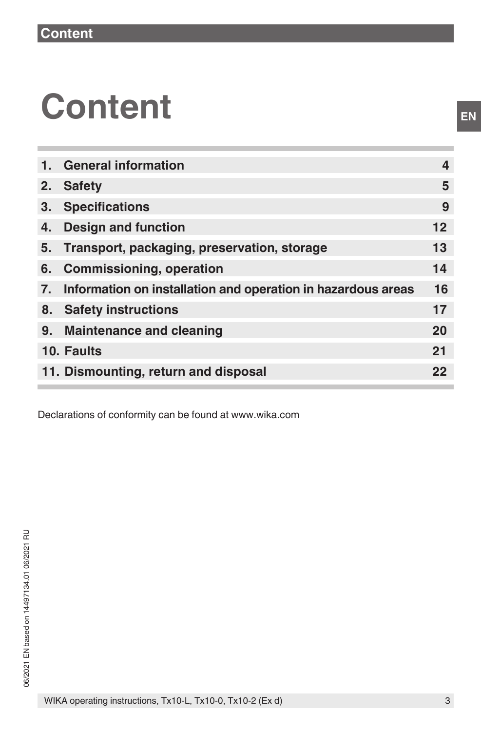# Content

| | | |
|---|---|---|
| 1. | General information | 4 |
| 2. | Safety | 5 |
| 3. | Specifications | 9 |
| 4. | Design and function | 12 |
| 5. | Transport, packaging, preservation, storage | 13 |
| 6. | Commissioning, operation | 14 |
| 7. | Information on installation and operation in hazardous areas | 16 |
| 8. | Safety instructions | 17 |
| 9. | Maintenance and cleaning | 20 |
| 10. | Faults | 21 |
| 11. | Dismounting, return and disposal | 22 |

Declarations of conformity can be found at www.wika.com

06/2021 EN based on 14497134.01 06/2021 RU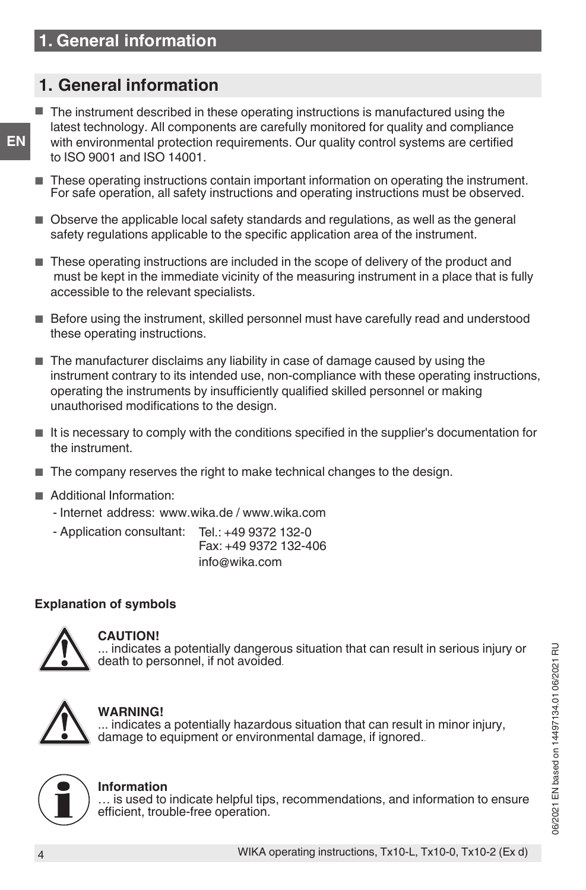# 1. General information

- The instrument described in these operating instructions is manufactured using the latest technology. All components are carefully monitored for quality and compliance with environmental protection requirements. Our quality control systems are certified to ISO 9001 and ISO 14001.
- These operating instructions contain important information on operating the instrument. For safe operation, all safety instructions and operating instructions must be observed.
- Observe the applicable local safety standards and regulations, as well as the general safety regulations applicable to the specific application area of the instrument.
- These operating instructions are included in the scope of delivery of the product and must be kept in the immediate vicinity of the measuring instrument in a place that is fully accessible to the relevant specialists.
- Before using the instrument, skilled personnel must have carefully read and understood these operating instructions.
- The manufacturer disclaims any liability in case of damage caused by using the instrument contrary to its intended use, non-compliance with these operating instructions, operating the instruments by insufficiently qualified skilled personnel or making unauthorised modifications to the design.
- It is necessary to comply with the conditions specified in the supplier's documentation for the instrument.
- The company reserves the right to make technical changes to the design.
- Additional Information:
  - Internet address: www.wika.de / www.wika.com
  - Application consultant: Tel.: +49 9372 132-0
    Fax: +49 9372 132-406
    info@wika.com

**Explanation of symbols**

**CAUTION!**
... indicates a potentially dangerous situation that can result in serious injury or death to personnel, if not avoided.

**WARNING!**
... indicates a potentially hazardous situation that can result in minor injury, damage to equipment or environmental damage, if ignored..

**Information**
… is used to indicate helpful tips, recommendations, and information to ensure efficient, trouble-free operation.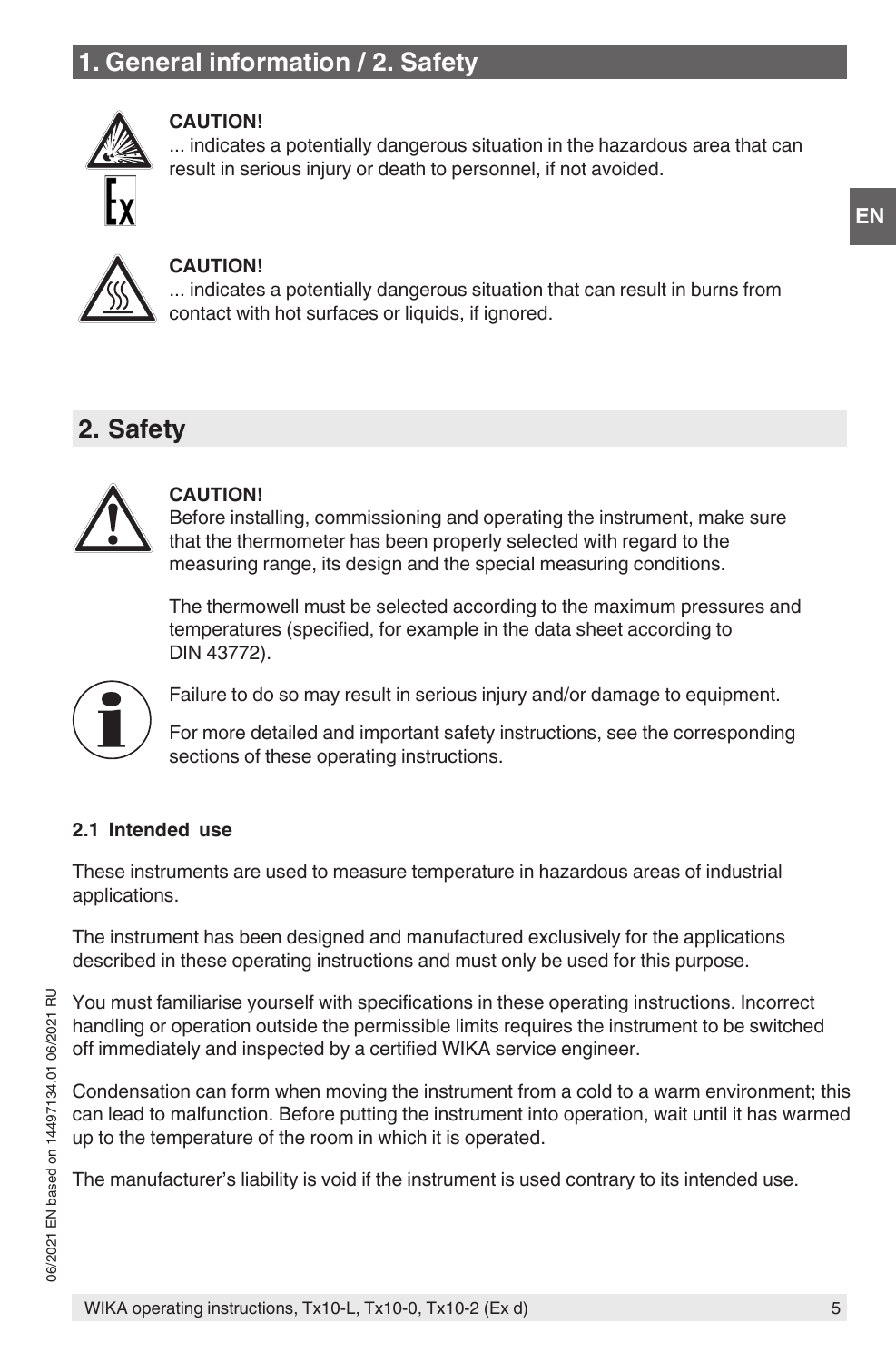# 1. General information / 2. Safety

**CAUTION!**
... indicates a potentially dangerous situation in the hazardous area that can result in serious injury or death to personnel, if not avoided.

**CAUTION!**
... indicates a potentially dangerous situation that can result in burns from contact with hot surfaces or liquids, if ignored.

## 2. Safety

**CAUTION!**
Before installing, commissioning and operating the instrument, make sure that the thermometer has been properly selected with regard to the measuring range, its design and the special measuring conditions.

The thermowell must be selected according to the maximum pressures and temperatures (specified, for example in the data sheet according to DIN 43772).

Failure to do so may result in serious injury and/or damage to equipment.

For more detailed and important safety instructions, see the corresponding sections of these operating instructions.

### 2.1 Intended use

These instruments are used to measure temperature in hazardous areas of industrial applications.

The instrument has been designed and manufactured exclusively for the applications described in these operating instructions and must only be used for this purpose.

You must familiarise yourself with specifications in these operating instructions. Incorrect handling or operation outside the permissible limits requires the instrument to be switched off immediately and inspected by a certified WIKA service engineer.

Condensation can form when moving the instrument from a cold to a warm environment; this can lead to malfunction. Before putting the instrument into operation, wait until it has warmed up to the temperature of the room in which it is operated.

The manufacturer's liability is void if the instrument is used contrary to its intended use.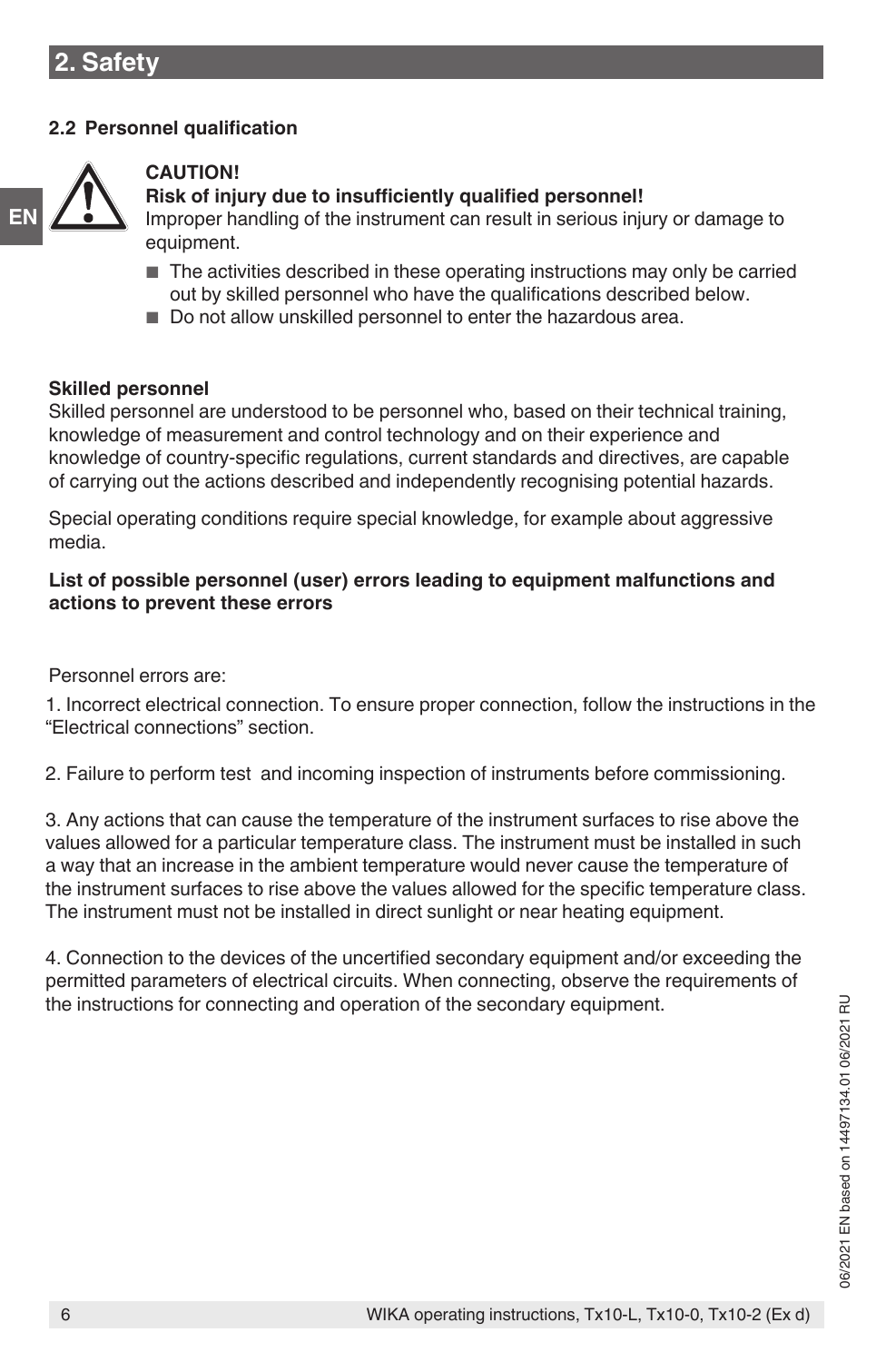# 2. Safety

## 2.2 Personnel qualification

**CAUTION!**

**Risk of injury due to insufficiently qualified personnel!**

Improper handling of the instrument can result in serious injury or damage to equipment.

- The activities described in these operating instructions may only be carried out by skilled personnel who have the qualifications described below.
- Do not allow unskilled personnel to enter the hazardous area.

**Skilled personnel**

Skilled personnel are understood to be personnel who, based on their technical training, knowledge of measurement and control technology and on their experience and knowledge of country-specific regulations, current standards and directives, are capable of carrying out the actions described and independently recognising potential hazards.

Special operating conditions require special knowledge, for example about aggressive media.

**List of possible personnel (user) errors leading to equipment malfunctions and actions to prevent these errors**

Personnel errors are:

1. Incorrect electrical connection. To ensure proper connection, follow the instructions in the “Electrical connections” section.

2. Failure to perform test and incoming inspection of instruments before commissioning.

3. Any actions that can cause the temperature of the instrument surfaces to rise above the values allowed for a particular temperature class. The instrument must be installed in such a way that an increase in the ambient temperature would never cause the temperature of the instrument surfaces to rise above the values allowed for the specific temperature class. The instrument must not be installed in direct sunlight or near heating equipment.

4. Connection to the devices of the uncertified secondary equipment and/or exceeding the permitted parameters of electrical circuits. When connecting, observe the requirements of the instructions for connecting and operation of the secondary equipment.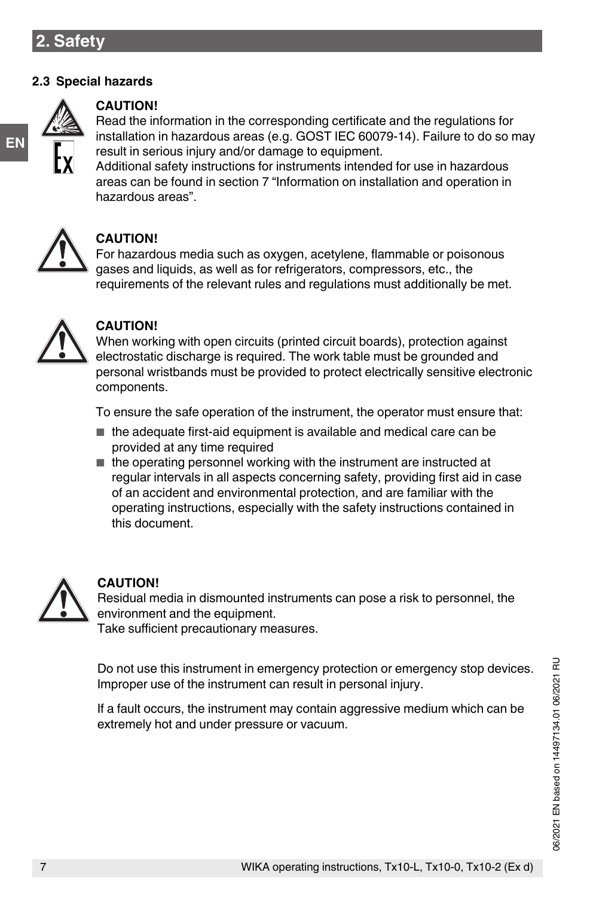## 2. Safety

### 2.3 Special hazards

**CAUTION!**
Read the information in the corresponding certificate and the regulations for installation in hazardous areas (e.g. GOST IEC 60079-14). Failure to do so may result in serious injury and/or damage to equipment.
Additional safety instructions for instruments intended for use in hazardous areas can be found in section 7 “Information on installation and operation in hazardous areas”.

**CAUTION!**
For hazardous media such as oxygen, acetylene, flammable or poisonous gases and liquids, as well as for refrigerators, compressors, etc., the requirements of the relevant rules and regulations must additionally be met.

**CAUTION!**
When working with open circuits (printed circuit boards), protection against electrostatic discharge is required. The work table must be grounded and personal wristbands must be provided to protect electrically sensitive electronic components.

To ensure the safe operation of the instrument, the operator must ensure that:

- the adequate first-aid equipment is available and medical care can be provided at any time required
- the operating personnel working with the instrument are instructed at regular intervals in all aspects concerning safety, providing first aid in case of an accident and environmental protection, and are familiar with the operating instructions, especially with the safety instructions contained in this document.

**CAUTION!**
Residual media in dismounted instruments can pose a risk to personnel, the environment and the equipment.
Take sufficient precautionary measures.

Do not use this instrument in emergency protection or emergency stop devices. Improper use of the instrument can result in personal injury.

If a fault occurs, the instrument may contain aggressive medium which can be extremely hot and under pressure or vacuum.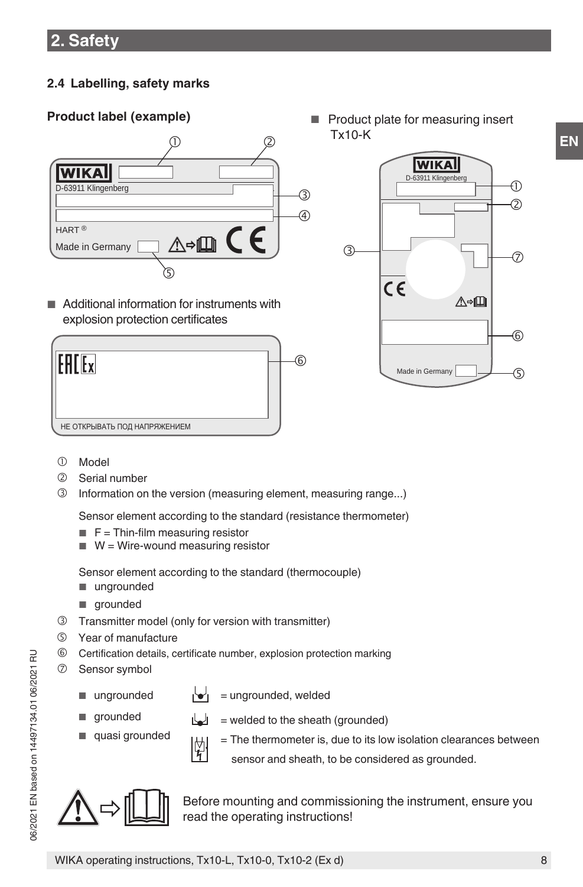## 2. Safety

### 2.4 Labelling, safety marks

**Product label (example)**

WIKA
D-63911 Klingenberg
HART ®
Made in Germany

- Additional information for instruments with explosion protection certificates

EAC Ex
НЕ ОТКРЫВАТЬ ПОД НАПРЯЖЕНИЕМ

- Product plate for measuring insert Tx10-K

WIKA
D-63911 Klingenberg
Made in Germany

① Model

② Serial number

③ Information on the version (measuring element, measuring range...)

Sensor element according to the standard (resistance thermometer)

- F = Thin-film measuring resistor
- W = Wire-wound measuring resistor

Sensor element according to the standard (thermocouple)

- ungrounded
- grounded

④ Transmitter model (only for version with transmitter)

⑤ Year of manufacture

⑥ Certification details, certificate number, explosion protection marking

⑦ Sensor symbol

- ungrounded = ungrounded, welded
- grounded = welded to the sheath (grounded)
- quasi grounded = The thermometer is, due to its low isolation clearances between sensor and sheath, to be considered as grounded.

Before mounting and commissioning the instrument, ensure you read the operating instructions!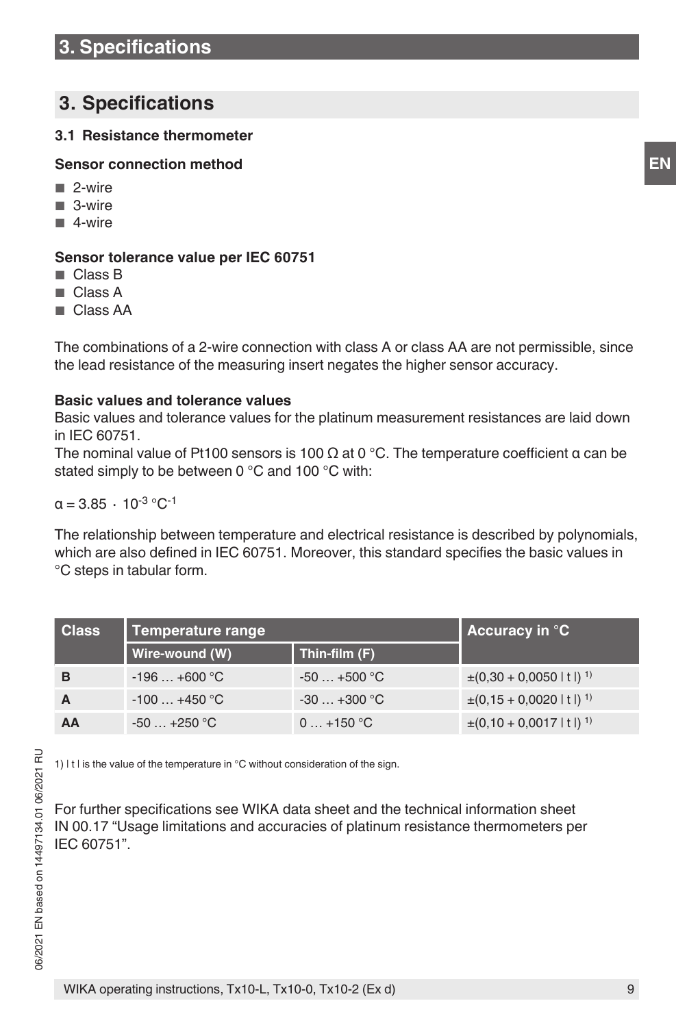# 3. Specifications

## 3.1 Resistance thermometer

**Sensor connection method**

- 2-wire
- 3-wire
- 4-wire

**Sensor tolerance value per IEC 60751**

- Class B
- Class A
- Class AA

The combinations of a 2-wire connection with class A or class AA are not permissible, since the lead resistance of the measuring insert negates the higher sensor accuracy.

**Basic values and tolerance values**

Basic values and tolerance values for the platinum measurement resistances are laid down in IEC 60751.

The nominal value of Pt100 sensors is 100 Ω at 0 °C. The temperature coefficient α can be stated simply to be between 0 °C and 100 °C with:

$\alpha = 3.85 \cdot 10^{-3}\ °C^{-1}$

The relationship between temperature and electrical resistance is described by polynomials, which are also defined in IEC 60751. Moreover, this standard specifies the basic values in °C steps in tabular form.

| Class | Temperature range | | Accuracy in °C |
|---|---|---|---|
| | Wire-wound (W) | Thin-film (F) | |
| **B** | -196 … +600 °C | -50 … +500 °C | ±(0,30 + 0,0050 \| t \|) 1) |
| **A** | -100 … +450 °C | -30 … +300 °C | ±(0,15 + 0,0020 \| t \|) 1) |
| **AA** | -50 … +250 °C | 0 … +150 °C | ±(0,10 + 0,0017 \| t \|) 1) |

1) | t | is the value of the temperature in °C without consideration of the sign.

For further specifications see WIKA data sheet and the technical information sheet IN 00.17 "Usage limitations and accuracies of platinum resistance thermometers per IEC 60751".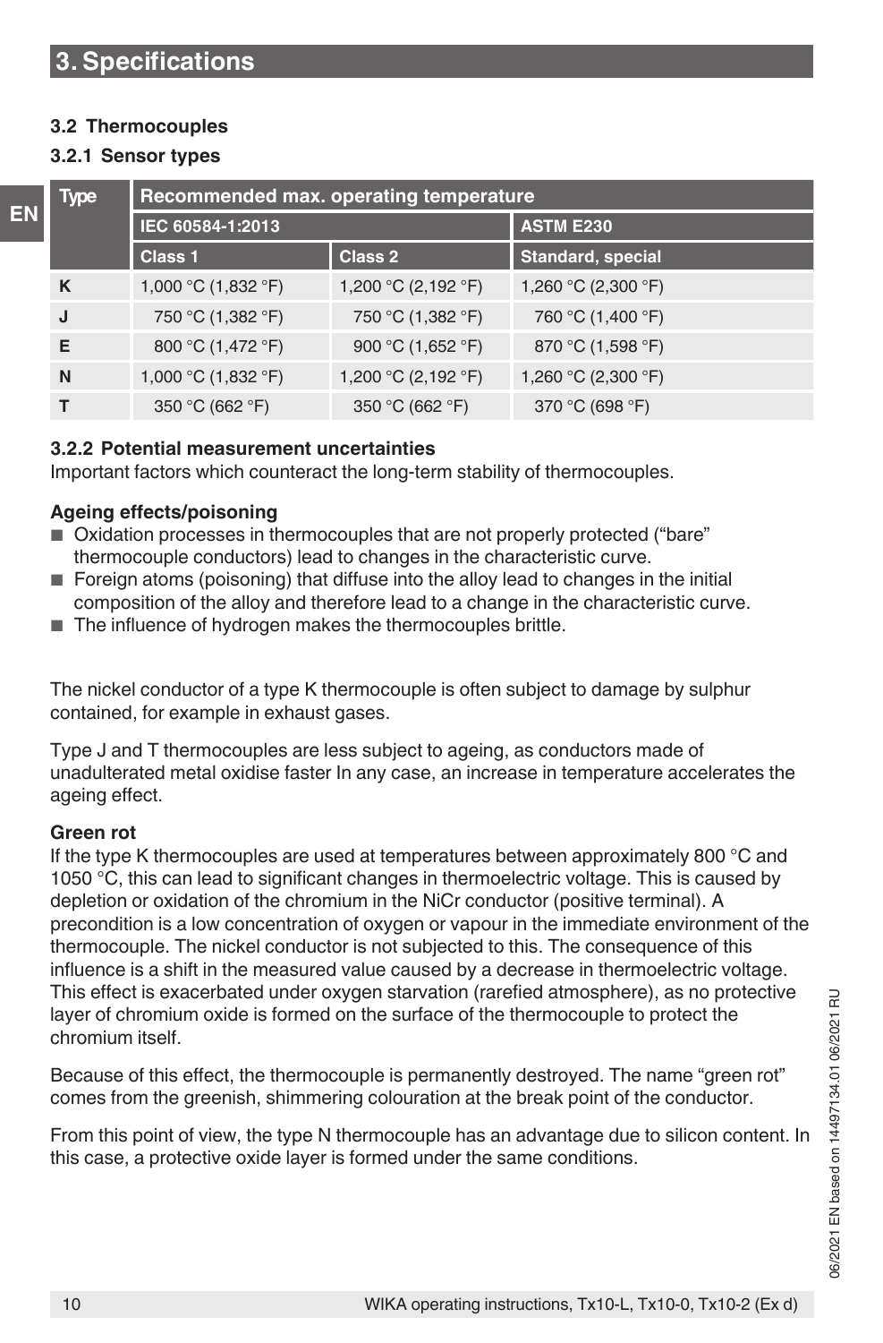# 3. Specifications

## 3.2 Thermocouples

### 3.2.1 Sensor types

| Type | Recommended max. operating temperature | | |
|---|---|---|---|
| | IEC 60584-1:2013 | | ASTM E230 |
| | Class 1 | Class 2 | Standard, special |
| K | 1,000 °C (1,832 °F) | 1,200 °C (2,192 °F) | 1,260 °C (2,300 °F) |
| J | 750 °C (1,382 °F) | 750 °C (1,382 °F) | 760 °C (1,400 °F) |
| E | 800 °C (1,472 °F) | 900 °C (1,652 °F) | 870 °C (1,598 °F) |
| N | 1,000 °C (1,832 °F) | 1,200 °C (2,192 °F) | 1,260 °C (2,300 °F) |
| T | 350 °C (662 °F) | 350 °C (662 °F) | 370 °C (698 °F) |

### 3.2.2 Potential measurement uncertainties

Important factors which counteract the long-term stability of thermocouples.

**Ageing effects/poisoning**

- Oxidation processes in thermocouples that are not properly protected ("bare" thermocouple conductors) lead to changes in the characteristic curve.
- Foreign atoms (poisoning) that diffuse into the alloy lead to changes in the initial composition of the alloy and therefore lead to a change in the characteristic curve.
- The influence of hydrogen makes the thermocouples brittle.

The nickel conductor of a type K thermocouple is often subject to damage by sulphur contained, for example in exhaust gases.

Type J and T thermocouples are less subject to ageing, as conductors made of unadulterated metal oxidise faster In any case, an increase in temperature accelerates the ageing effect.

**Green rot**

If the type K thermocouples are used at temperatures between approximately 800 °C and 1050 °C, this can lead to significant changes in thermoelectric voltage. This is caused by depletion or oxidation of the chromium in the NiCr conductor (positive terminal). A precondition is a low concentration of oxygen or vapour in the immediate environment of the thermocouple. The nickel conductor is not subjected to this. The consequence of this influence is a shift in the measured value caused by a decrease in thermoelectric voltage. This effect is exacerbated under oxygen starvation (rarefied atmosphere), as no protective layer of chromium oxide is formed on the surface of the thermocouple to protect the chromium itself.

Because of this effect, the thermocouple is permanently destroyed. The name "green rot" comes from the greenish, shimmering colouration at the break point of the conductor.

From this point of view, the type N thermocouple has an advantage due to silicon content. In this case, a protective oxide layer is formed under the same conditions.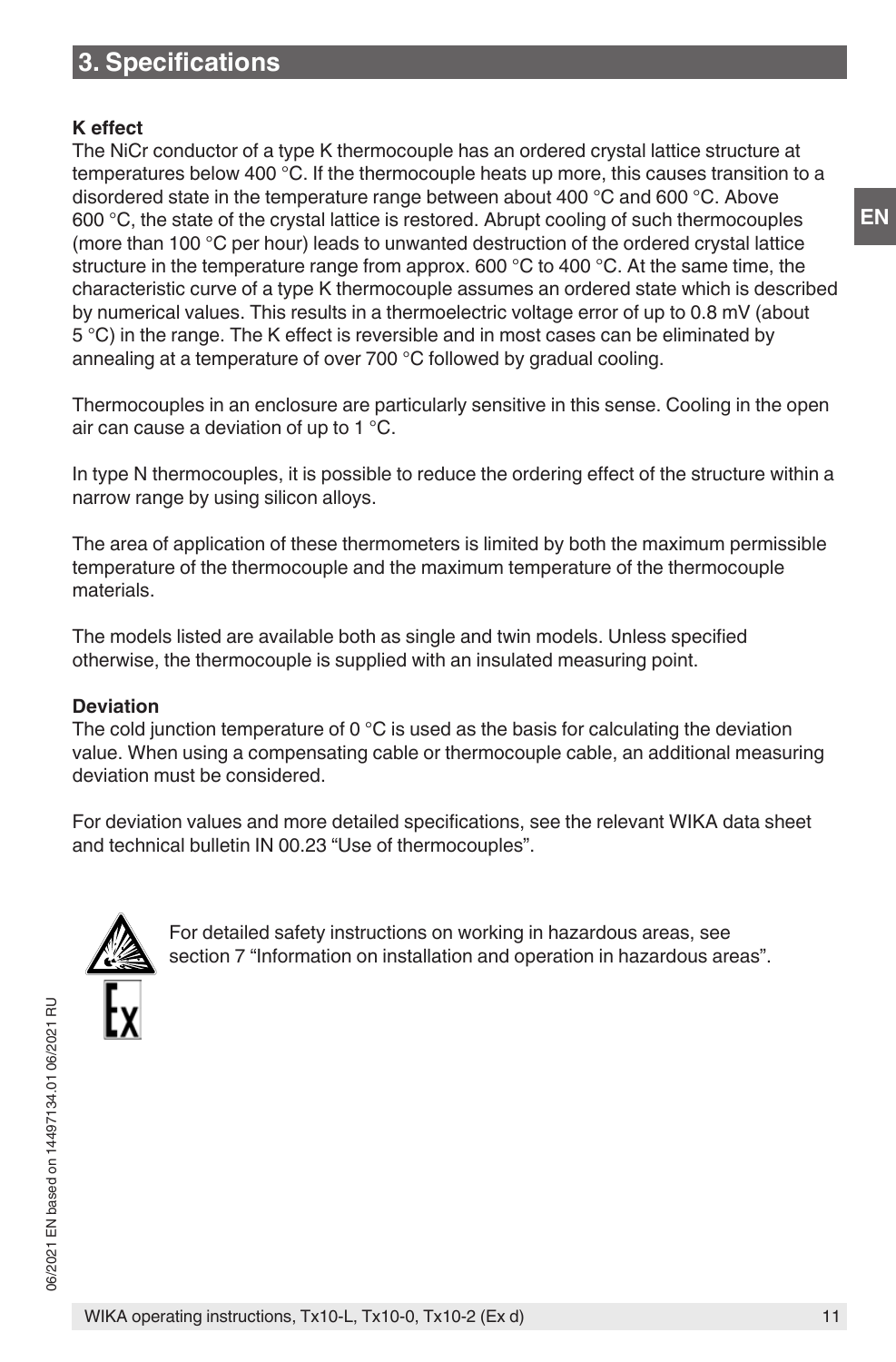## 3. Specifications

**K effect**

The NiCr conductor of a type K thermocouple has an ordered crystal lattice structure at temperatures below 400 °C. If the thermocouple heats up more, this causes transition to a disordered state in the temperature range between about 400 °C and 600 °C. Above 600 °C, the state of the crystal lattice is restored. Abrupt cooling of such thermocouples (more than 100 °C per hour) leads to unwanted destruction of the ordered crystal lattice structure in the temperature range from approx. 600 °C to 400 °C. At the same time, the characteristic curve of a type K thermocouple assumes an ordered state which is described by numerical values. This results in a thermoelectric voltage error of up to 0.8 mV (about 5 °C) in the range. The K effect is reversible and in most cases can be eliminated by annealing at a temperature of over 700 °C followed by gradual cooling.

Thermocouples in an enclosure are particularly sensitive in this sense. Cooling in the open air can cause a deviation of up to 1 °C.

In type N thermocouples, it is possible to reduce the ordering effect of the structure within a narrow range by using silicon alloys.

The area of application of these thermometers is limited by both the maximum permissible temperature of the thermocouple and the maximum temperature of the thermocouple materials.

The models listed are available both as single and twin models. Unless specified otherwise, the thermocouple is supplied with an insulated measuring point.

**Deviation**

The cold junction temperature of 0 °C is used as the basis for calculating the deviation value. When using a compensating cable or thermocouple cable, an additional measuring deviation must be considered.

For deviation values and more detailed specifications, see the relevant WIKA data sheet and technical bulletin IN 00.23 “Use of thermocouples”.

For detailed safety instructions on working in hazardous areas, see section 7 “Information on installation and operation in hazardous areas”.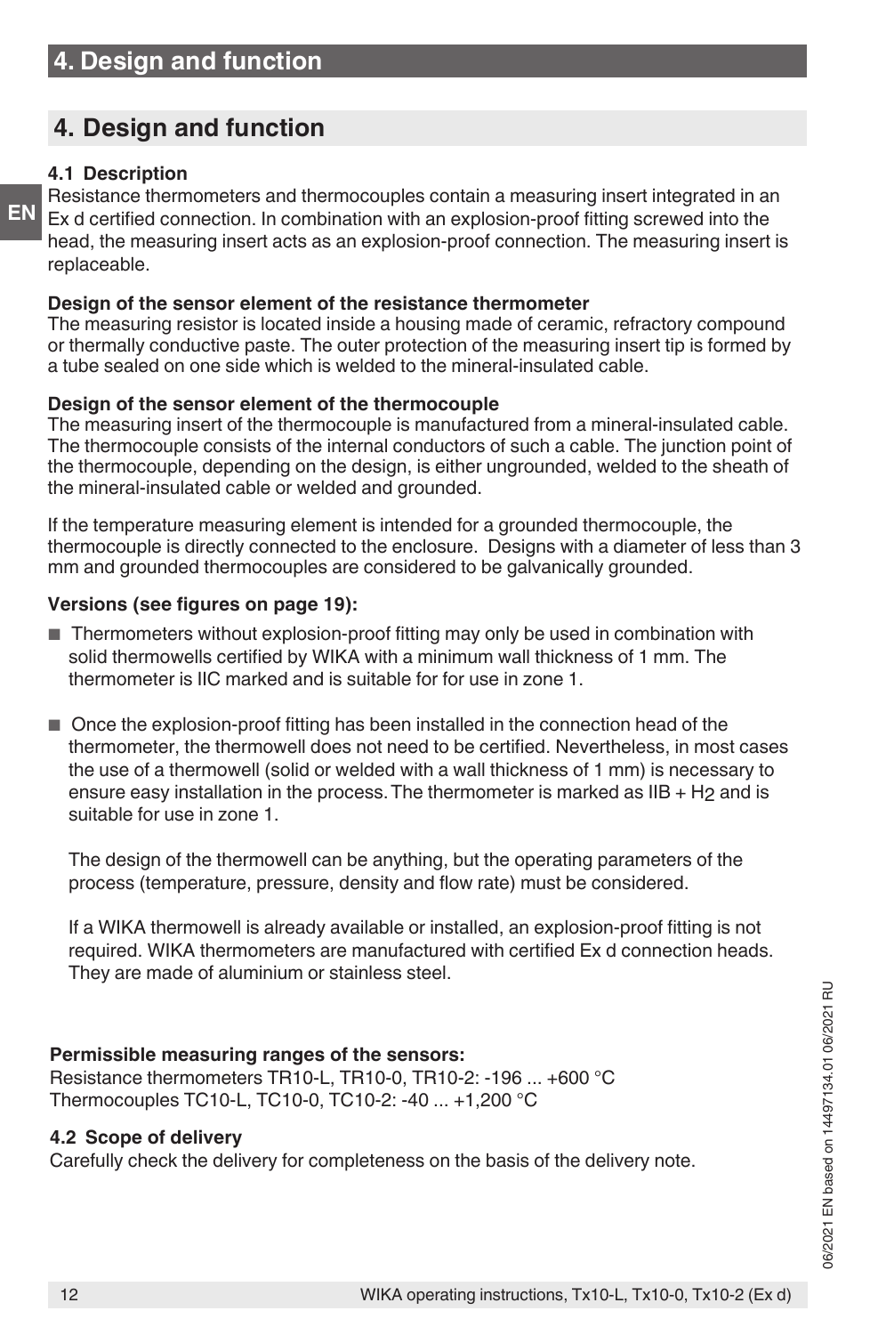# 4. Design and function

### 4.1 Description

Resistance thermometers and thermocouples contain a measuring insert integrated in an Ex d certified connection. In combination with an explosion-proof fitting screwed into the head, the measuring insert acts as an explosion-proof connection. The measuring insert is replaceable.

**Design of the sensor element of the resistance thermometer**

The measuring resistor is located inside a housing made of ceramic, refractory compound or thermally conductive paste. The outer protection of the measuring insert tip is formed by a tube sealed on one side which is welded to the mineral-insulated cable.

**Design of the sensor element of the thermocouple**

The measuring insert of the thermocouple is manufactured from a mineral-insulated cable. The thermocouple consists of the internal conductors of such a cable. The junction point of the thermocouple, depending on the design, is either ungrounded, welded to the sheath of the mineral-insulated cable or welded and grounded.

If the temperature measuring element is intended for a grounded thermocouple, the thermocouple is directly connected to the enclosure. Designs with a diameter of less than 3 mm and grounded thermocouples are considered to be galvanically grounded.

**Versions (see figures on page 19):**

- Thermometers without explosion-proof fitting may only be used in combination with solid thermowells certified by WIKA with a minimum wall thickness of 1 mm. The thermometer is IIC marked and is suitable for for use in zone 1.

- Once the explosion-proof fitting has been installed in the connection head of the thermometer, the thermowell does not need to be certified. Nevertheless, in most cases the use of a thermowell (solid or welded with a wall thickness of 1 mm) is necessary to ensure easy installation in the process. The thermometer is marked as IIB + $H_2$ and is suitable for use in zone 1.

  The design of the thermowell can be anything, but the operating parameters of the process (temperature, pressure, density and flow rate) must be considered.

  If a WIKA thermowell is already available or installed, an explosion-proof fitting is not required. WIKA thermometers are manufactured with certified Ex d connection heads. They are made of aluminium or stainless steel.

**Permissible measuring ranges of the sensors:**

Resistance thermometers TR10-L, TR10-0, TR10-2: -196 ... +600 °C
Thermocouples TC10-L, TC10-0, TC10-2: -40 ... +1,200 °C

### 4.2 Scope of delivery

Carefully check the delivery for completeness on the basis of the delivery note.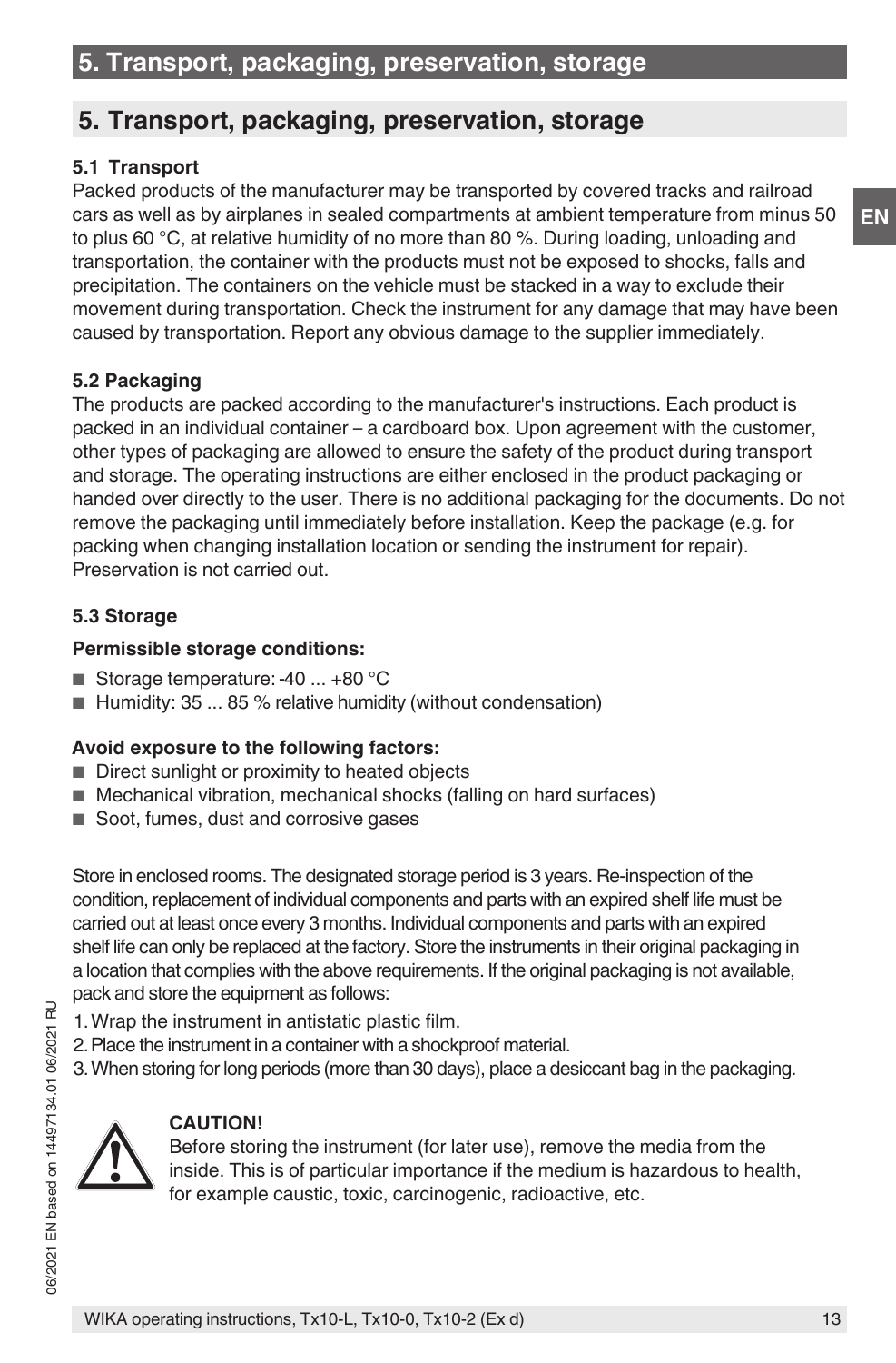# 5. Transport, packaging, preservation, storage

### 5.1 Transport

Packed products of the manufacturer may be transported by covered tracks and railroad cars as well as by airplanes in sealed compartments at ambient temperature from minus 50 to plus 60 °C, at relative humidity of no more than 80 %. During loading, unloading and transportation, the container with the products must not be exposed to shocks, falls and precipitation. The containers on the vehicle must be stacked in a way to exclude their movement during transportation. Check the instrument for any damage that may have been caused by transportation. Report any obvious damage to the supplier immediately.

### 5.2 Packaging

The products are packed according to the manufacturer's instructions. Each product is packed in an individual container – a cardboard box. Upon agreement with the customer, other types of packaging are allowed to ensure the safety of the product during transport and storage. The operating instructions are either enclosed in the product packaging or handed over directly to the user. There is no additional packaging for the documents. Do not remove the packaging until immediately before installation. Keep the package (e.g. for packing when changing installation location or sending the instrument for repair). Preservation is not carried out.

### 5.3 Storage

**Permissible storage conditions:**

- Storage temperature: -40 ... +80 °C
- Humidity: 35 ... 85 % relative humidity (without condensation)

**Avoid exposure to the following factors:**

- Direct sunlight or proximity to heated objects
- Mechanical vibration, mechanical shocks (falling on hard surfaces)
- Soot, fumes, dust and corrosive gases

Store in enclosed rooms. The designated storage period is 3 years. Re-inspection of the condition, replacement of individual components and parts with an expired shelf life must be carried out at least once every 3 months. Individual components and parts with an expired shelf life can only be replaced at the factory. Store the instruments in their original packaging in a location that complies with the above requirements. If the original packaging is not available, pack and store the equipment as follows:

1. Wrap the instrument in antistatic plastic film.
2. Place the instrument in a container with a shockproof material.
3. When storing for long periods (more than 30 days), place a desiccant bag in the packaging.

**CAUTION!**

Before storing the instrument (for later use), remove the media from the inside. This is of particular importance if the medium is hazardous to health, for example caustic, toxic, carcinogenic, radioactive, etc.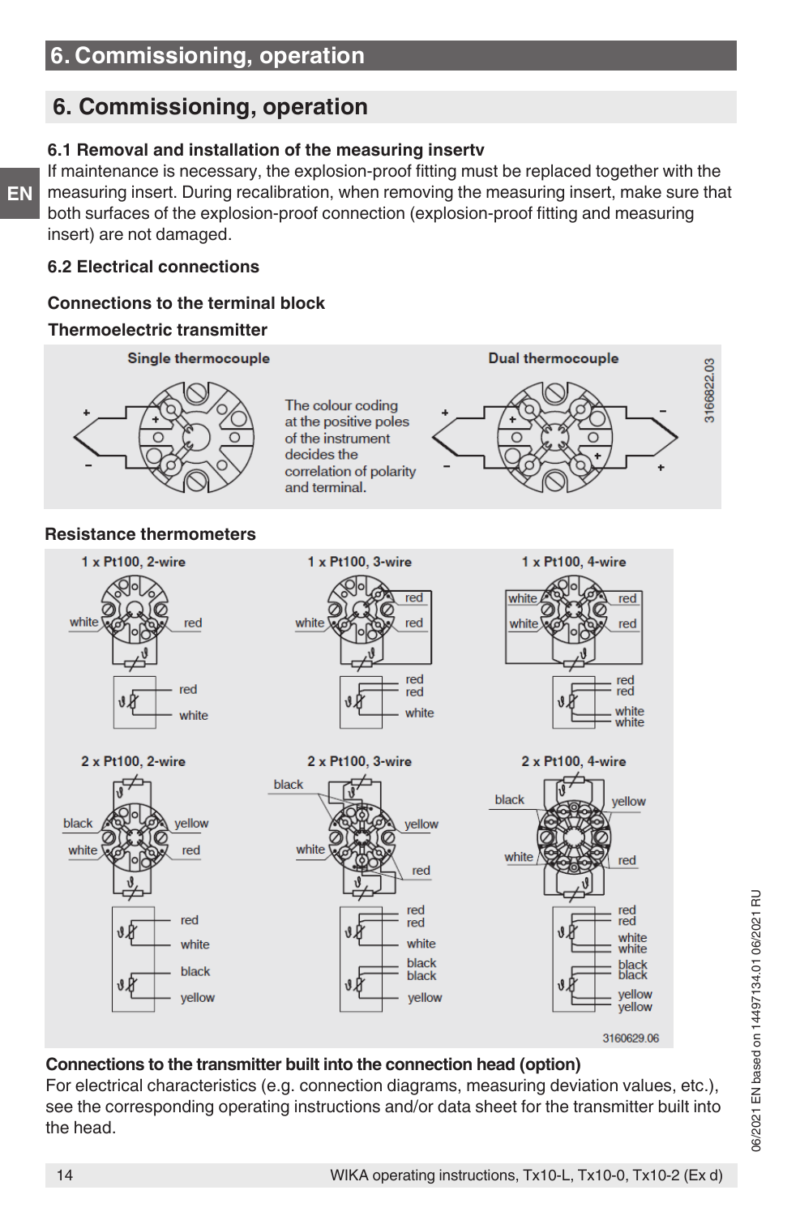# 6. Commissioning, operation

## 6. Commissioning, operation

### 6.1 Removal and installation of the measuring insertv

If maintenance is necessary, the explosion-proof fitting must be replaced together with the measuring insert. During recalibration, when removing the measuring insert, make sure that both surfaces of the explosion-proof connection (explosion-proof fitting and measuring insert) are not damaged.

### 6.2 Electrical connections

**Connections to the terminal block**

**Thermoelectric transmitter**

Single thermocouple

Dual thermocouple

The colour coding at the positive poles of the instrument decides the correlation of polarity and terminal.

3166822.03

**Resistance thermometers**

1 x Pt100, 2-wire — white, red / red, white

1 x Pt100, 3-wire — white, red, red / red, red, white

1 x Pt100, 4-wire — white, white, red, red / red, red, white, white

2 x Pt100, 2-wire — black, yellow, white, red / red, white, black, yellow

2 x Pt100, 3-wire — black, yellow, white, red / red, red, white, black, black, yellow

2 x Pt100, 4-wire — black, yellow, white, red / red, red, white, white, black, black, yellow, yellow

3160629.06

**Connections to the transmitter built into the connection head (option)**

For electrical characteristics (e.g. connection diagrams, measuring deviation values, etc.), see the corresponding operating instructions and/or data sheet for the transmitter built into the head.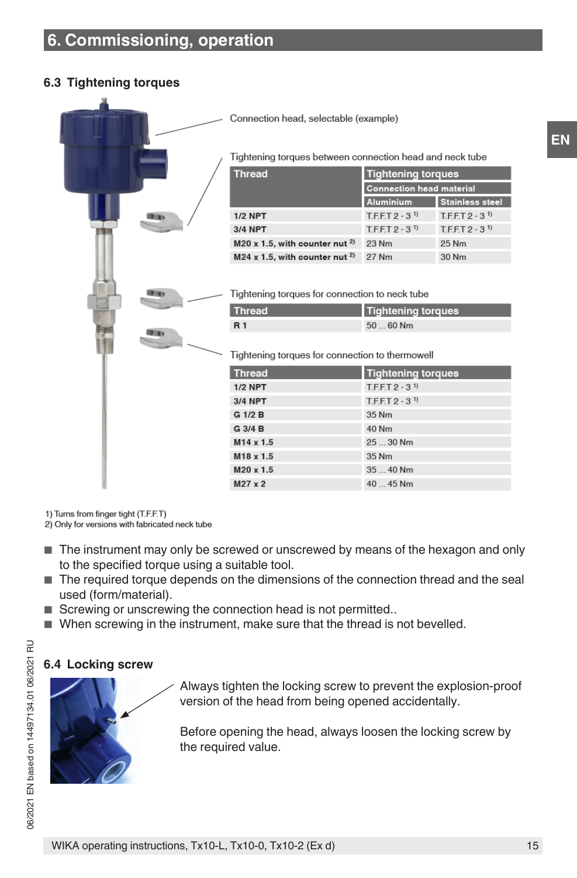# 6. Commissioning, operation

## 6.3 Tightening torques

Connection head, selectable (example)

Tightening torques between connection head and neck tube

| Thread | Tightening torques | |
|---|---|---|
| | Connection head material | |
| | Aluminium | Stainless steel |
| 1/2 NPT | T.F.F.T 2 - 3 [1] | T.F.F.T 2 - 3 [1] |
| 3/4 NPT | T.F.F.T 2 - 3 [1] | T.F.F.T 2 - 3 [1] |
| M20 x 1.5, with counter nut [2] | 23 Nm | 25 Nm |
| M24 x 1.5, with counter nut [2] | 27 Nm | 30 Nm |

Tightening torques for connection to neck tube

| Thread | Tightening torques |
|---|---|
| R 1 | 50 ... 60 Nm |

Tightening torques for connection to thermowell

| Thread | Tightening torques |
|---|---|
| 1/2 NPT | T.F.F.T 2 - 3 [1] |
| 3/4 NPT | T.F.F.T 2 - 3 [1] |
| G 1/2 B | 35 Nm |
| G 3/4 B | 40 Nm |
| M14 x 1.5 | 25 ... 30 Nm |
| M18 x 1.5 | 35 Nm |
| M20 x 1.5 | 35 ... 40 Nm |
| M27 x 2 | 40 ... 45 Nm |

1) Turns from finger tight (T.F.F.T)
2) Only for versions with fabricated neck tube

- The instrument may only be screwed or unscrewed by means of the hexagon and only to the specified torque using a suitable tool.
- The required torque depends on the dimensions of the connection thread and the seal used (form/material).
- Screwing or unscrewing the connection head is not permitted..
- When screwing in the instrument, make sure that the thread is not bevelled.

## 6.4 Locking screw

Always tighten the locking screw to prevent the explosion-proof version of the head from being opened accidentally.

Before opening the head, always loosen the locking screw by the required value.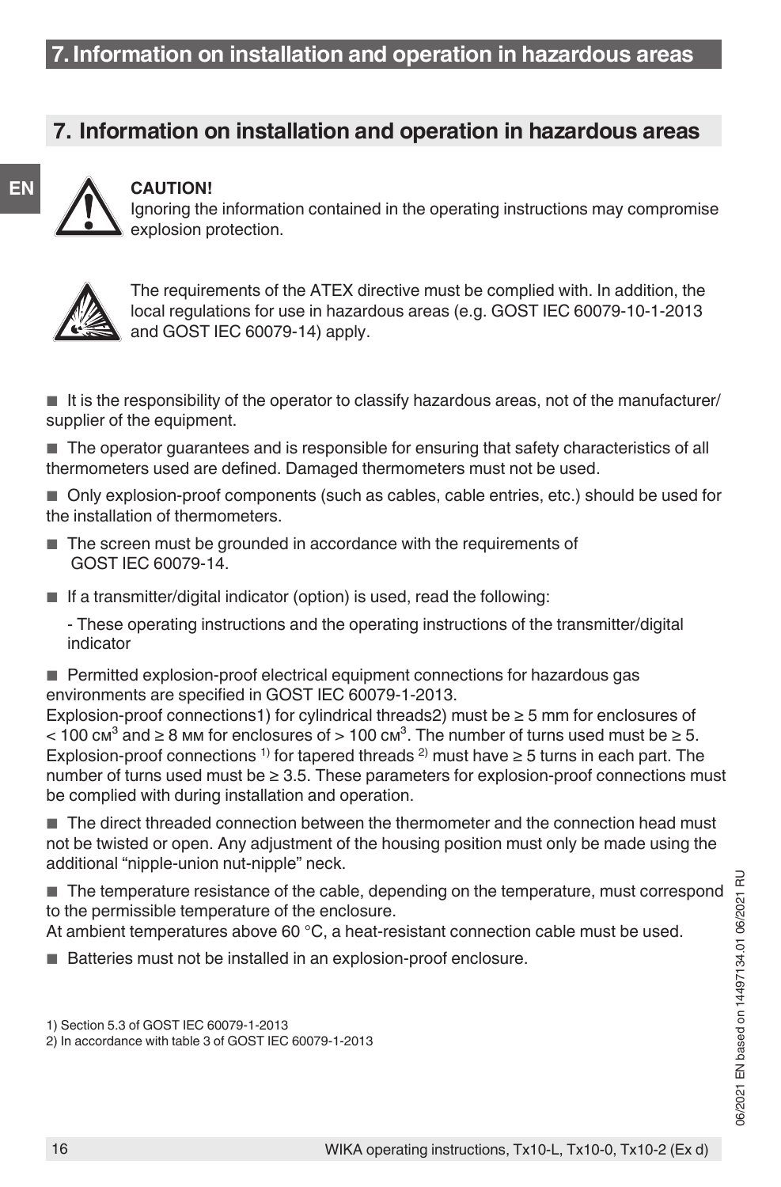## 7. Information on installation and operation in hazardous areas

**CAUTION!**
Ignoring the information contained in the operating instructions may compromise explosion protection.

The requirements of the ATEX directive must be complied with. In addition, the local regulations for use in hazardous areas (e.g. GOST IEC 60079-10-1-2013 and GOST IEC 60079-14) apply.

- It is the responsibility of the operator to classify hazardous areas, not of the manufacturer/supplier of the equipment.
- The operator guarantees and is responsible for ensuring that safety characteristics of all thermometers used are defined. Damaged thermometers must not be used.
- Only explosion-proof components (such as cables, cable entries, etc.) should be used for the installation of thermometers.
- The screen must be grounded in accordance with the requirements of GOST IEC 60079-14.
- If a transmitter/digital indicator (option) is used, read the following:

  - These operating instructions and the operating instructions of the transmitter/digital indicator

- Permitted explosion-proof electrical equipment connections for hazardous gas environments are specified in GOST IEC 60079-1-2013.
Explosion-proof connections1) for cylindrical threads2) must be ≥ 5 mm for enclosures of < 100 см$^3$ and ≥ 8 мм for enclosures of > 100 см$^3$. The number of turns used must be ≥ 5. Explosion-proof connections [1] for tapered threads [2] must have ≥ 5 turns in each part. The number of turns used must be ≥ 3.5. These parameters for explosion-proof connections must be complied with during installation and operation.
- The direct threaded connection between the thermometer and the connection head must not be twisted or open. Any adjustment of the housing position must only be made using the additional “nipple-union nut-nipple” neck.
- The temperature resistance of the cable, depending on the temperature, must correspond to the permissible temperature of the enclosure.
At ambient temperatures above 60 °C, a heat-resistant connection cable must be used.
- Batteries must not be installed in an explosion-proof enclosure.

1) Section 5.3 of GOST IEC 60079-1-2013
2) In accordance with table 3 of GOST IEC 60079-1-2013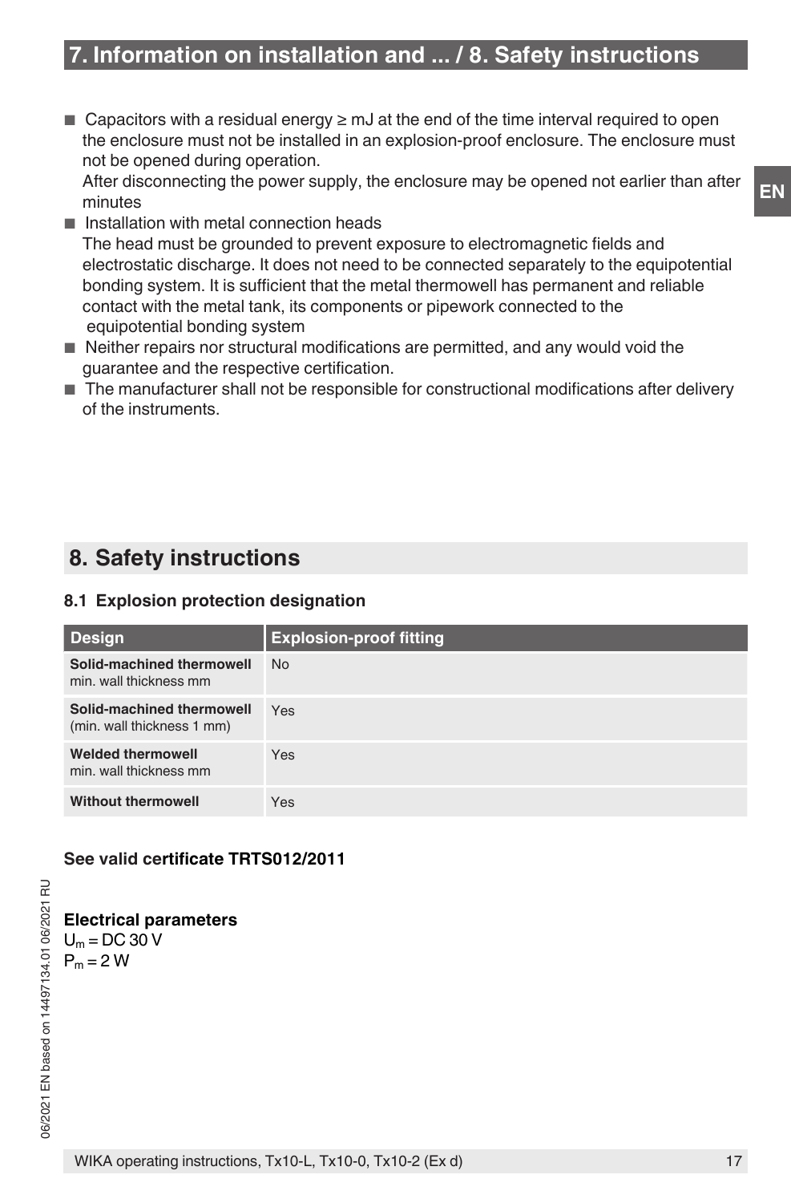- Capacitors with a residual energy ≥ mJ at the end of the time interval required to open the enclosure must not be installed in an explosion-proof enclosure. The enclosure must not be opened during operation.
  After disconnecting the power supply, the enclosure may be opened not earlier than after minutes
- Installation with metal connection heads
  The head must be grounded to prevent exposure to electromagnetic fields and electrostatic discharge. It does not need to be connected separately to the equipotential bonding system. It is sufficient that the metal thermowell has permanent and reliable contact with the metal tank, its components or pipework connected to the equipotential bonding system
- Neither repairs nor structural modifications are permitted, and any would void the guarantee and the respective certification.
- The manufacturer shall not be responsible for constructional modifications after delivery of the instruments.

# 8. Safety instructions

## 8.1 Explosion protection designation

| Design | Explosion-proof fitting |
|---|---|
| **Solid-machined thermowell** min. wall thickness mm | No |
| **Solid-machined thermowell** (min. wall thickness 1 mm) | Yes |
| **Welded thermowell** min. wall thickness mm | Yes |
| **Without thermowell** | Yes |

**See valid certificate TRTS012/2011**

**Electrical parameters**

$U_m$ = DC 30 V
$P_m$ = 2 W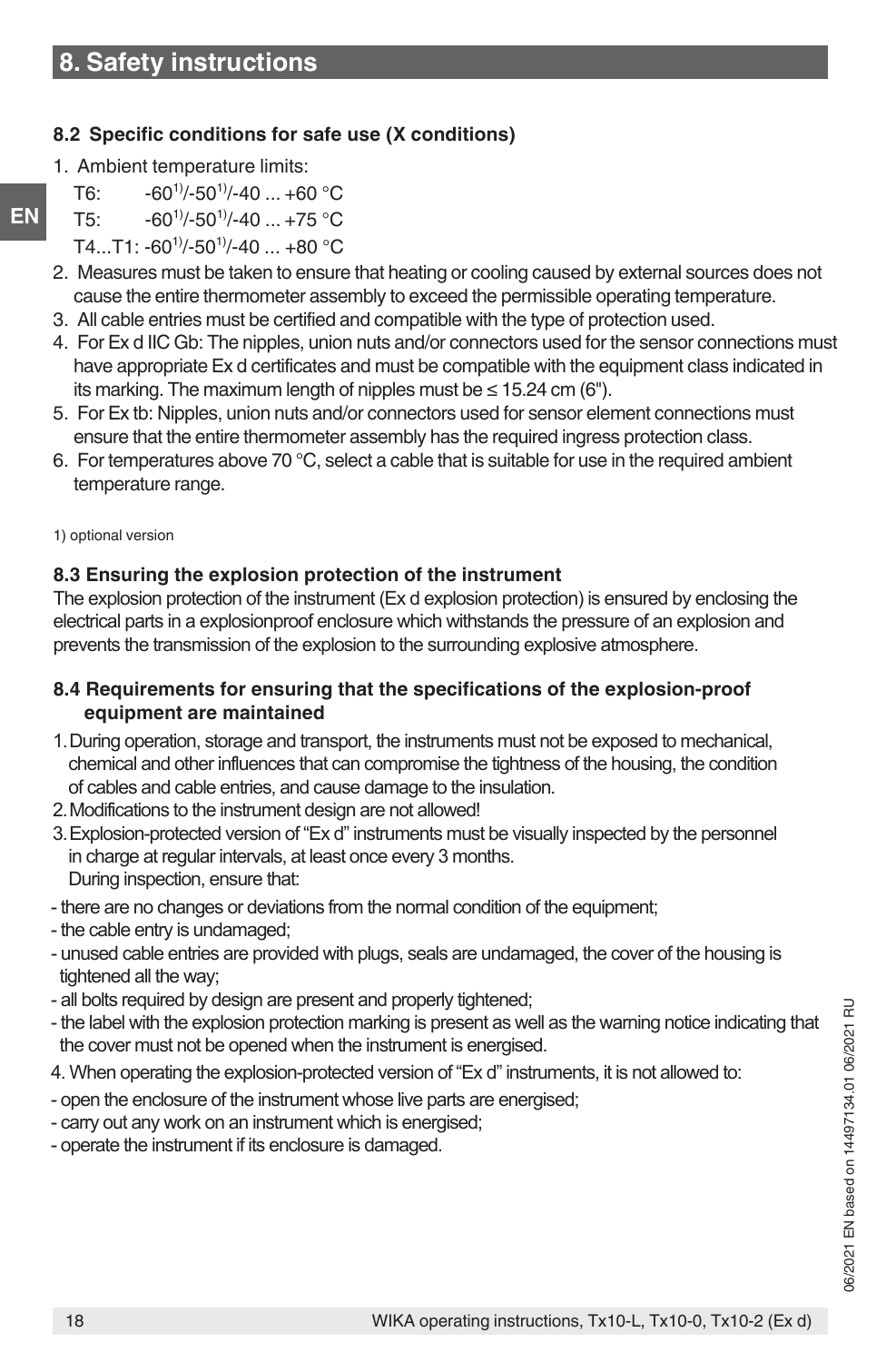## 8. Safety instructions

### 8.2 Specific conditions for safe use (X conditions)

1. Ambient temperature limits:
   T6: -60[1)]/-50[1)]/-40 ... +60 °C
   T5: -60[1)]/-50[1)]/-40 ... +75 °C
   T4...T1: -60[1)]/-50[1)]/-40 ... +80 °C
2. Measures must be taken to ensure that heating or cooling caused by external sources does not cause the entire thermometer assembly to exceed the permissible operating temperature.
3. All cable entries must be certified and compatible with the type of protection used.
4. For Ex d IIC Gb: The nipples, union nuts and/or connectors used for the sensor connections must have appropriate Ex d certificates and must be compatible with the equipment class indicated in its marking. The maximum length of nipples must be ≤ 15.24 cm (6").
5. For Ex tb: Nipples, union nuts and/or connectors used for sensor element connections must ensure that the entire thermometer assembly has the required ingress protection class.
6. For temperatures above 70 °C, select a cable that is suitable for use in the required ambient temperature range.

1) optional version

### 8.3 Ensuring the explosion protection of the instrument

The explosion protection of the instrument (Ex d explosion protection) is ensured by enclosing the electrical parts in a explosionproof enclosure which withstands the pressure of an explosion and prevents the transmission of the explosion to the surrounding explosive atmosphere.

### 8.4 Requirements for ensuring that the specifications of the explosion-proof equipment are maintained

1. During operation, storage and transport, the instruments must not be exposed to mechanical, chemical and other influences that can compromise the tightness of the housing, the condition of cables and cable entries, and cause damage to the insulation.
2. Modifications to the instrument design are not allowed!
3. Explosion-protected version of "Ex d" instruments must be visually inspected by the personnel in charge at regular intervals, at least once every 3 months.
   During inspection, ensure that:

- there are no changes or deviations from the normal condition of the equipment;
- the cable entry is undamaged;
- unused cable entries are provided with plugs, seals are undamaged, the cover of the housing is tightened all the way;
- all bolts required by design are present and properly tightened;
- the label with the explosion protection marking is present as well as the warning notice indicating that the cover must not be opened when the instrument is energised.

4. When operating the explosion-protected version of "Ex d" instruments, it is not allowed to:

- open the enclosure of the instrument whose live parts are energised;
- carry out any work on an instrument which is energised;
- operate the instrument if its enclosure is damaged.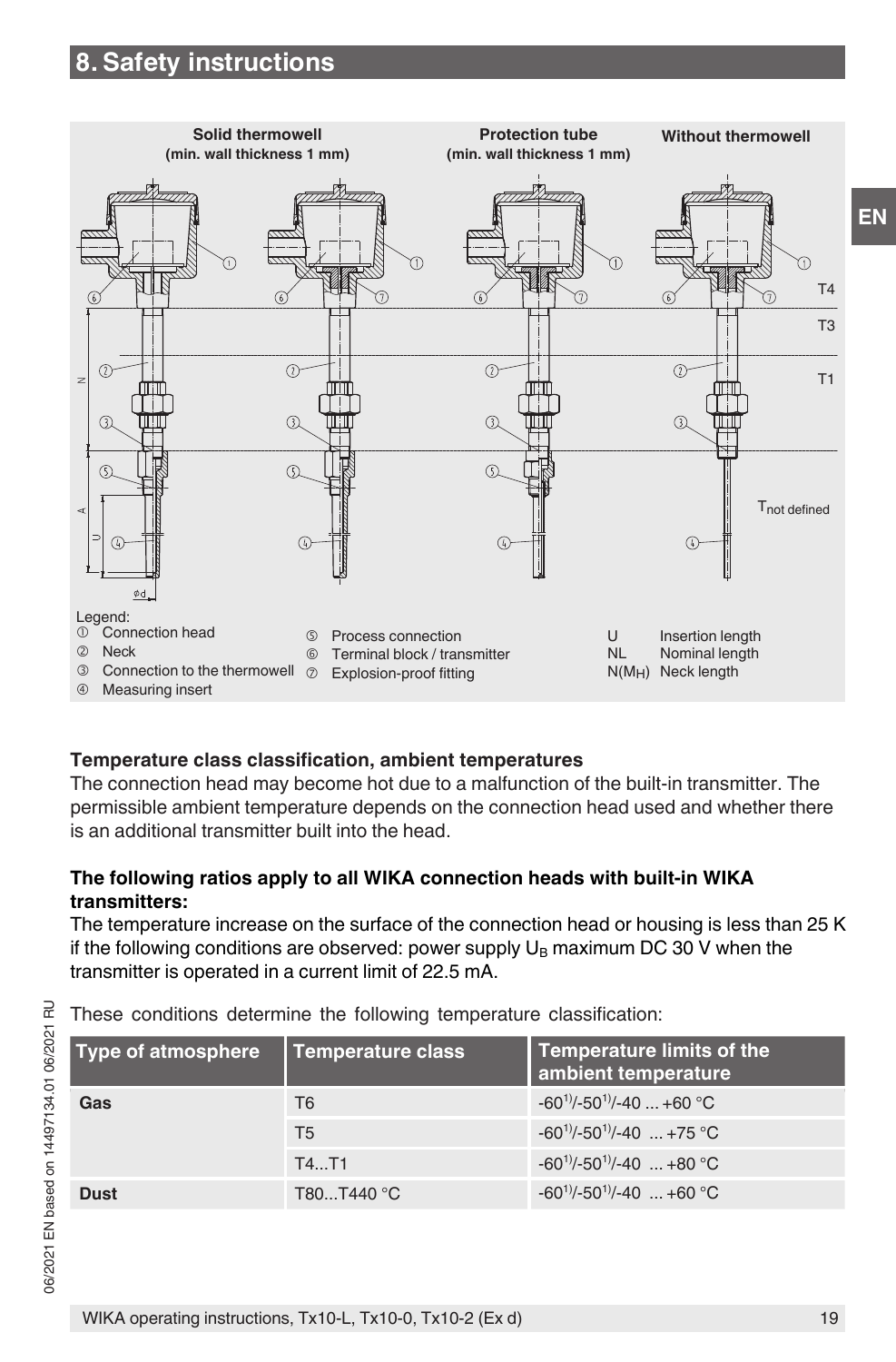# 8. Safety instructions

Solid thermowell (min. wall thickness 1 mm) | Protection tube (min. wall thickness 1 mm) | Without thermowell

T4 | T3 | T1 | $T_{not\ defined}$

Legend:
① Connection head
② Neck
③ Connection to the thermowell
④ Measuring insert
⑤ Process connection
⑥ Terminal block / transmitter
⑦ Explosion-proof fitting
U Insertion length
NL Nominal length
$N(M_H)$ Neck length

**Temperature class classification, ambient temperatures**

The connection head may become hot due to a malfunction of the built-in transmitter. The permissible ambient temperature depends on the connection head used and whether there is an additional transmitter built into the head.

**The following ratios apply to all WIKA connection heads with built-in WIKA transmitters:**

The temperature increase on the surface of the connection head or housing is less than 25 K if the following conditions are observed: power supply $U_B$ maximum DC 30 V when the transmitter is operated in a current limit of 22.5 mA.

These conditions determine the following temperature classification:

| Type of atmosphere | Temperature class | Temperature limits of the ambient temperature |
|---|---|---|
| **Gas** | T6 | -60[1)]/-50[1)]/-40 ... +60 °C |
| | T5 | -60[1)]/-50[1)]/-40 ... +75 °C |
| | T4...T1 | -60[1)]/-50[1)]/-40 ... +80 °C |
| **Dust** | T80...T440 °C | -60[1)]/-50[1)]/-40 ... +60 °C |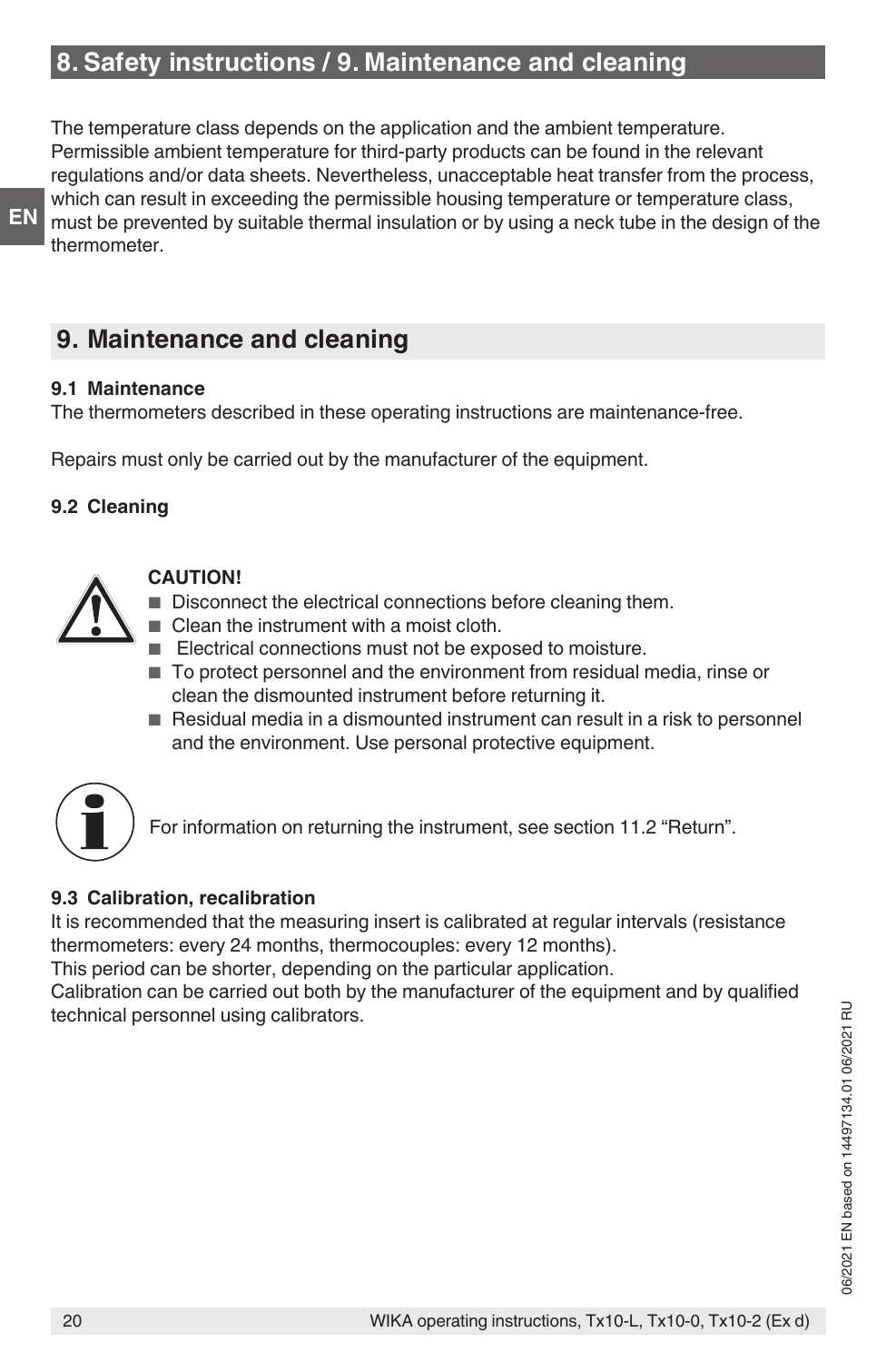The temperature class depends on the application and the ambient temperature. Permissible ambient temperature for third-party products can be found in the relevant regulations and/or data sheets. Nevertheless, unacceptable heat transfer from the process, which can result in exceeding the permissible housing temperature or temperature class, must be prevented by suitable thermal insulation or by using a neck tube in the design of the thermometer.

## 9. Maintenance and cleaning

### 9.1 Maintenance

The thermometers described in these operating instructions are maintenance-free.

Repairs must only be carried out by the manufacturer of the equipment.

### 9.2 Cleaning

**CAUTION!**

- Disconnect the electrical connections before cleaning them.
- Clean the instrument with a moist cloth.
- Electrical connections must not be exposed to moisture.
- To protect personnel and the environment from residual media, rinse or clean the dismounted instrument before returning it.
- Residual media in a dismounted instrument can result in a risk to personnel and the environment. Use personal protective equipment.

For information on returning the instrument, see section 11.2 "Return".

### 9.3 Calibration, recalibration

It is recommended that the measuring insert is calibrated at regular intervals (resistance thermometers: every 24 months, thermocouples: every 12 months).
This period can be shorter, depending on the particular application.
Calibration can be carried out both by the manufacturer of the equipment and by qualified technical personnel using calibrators.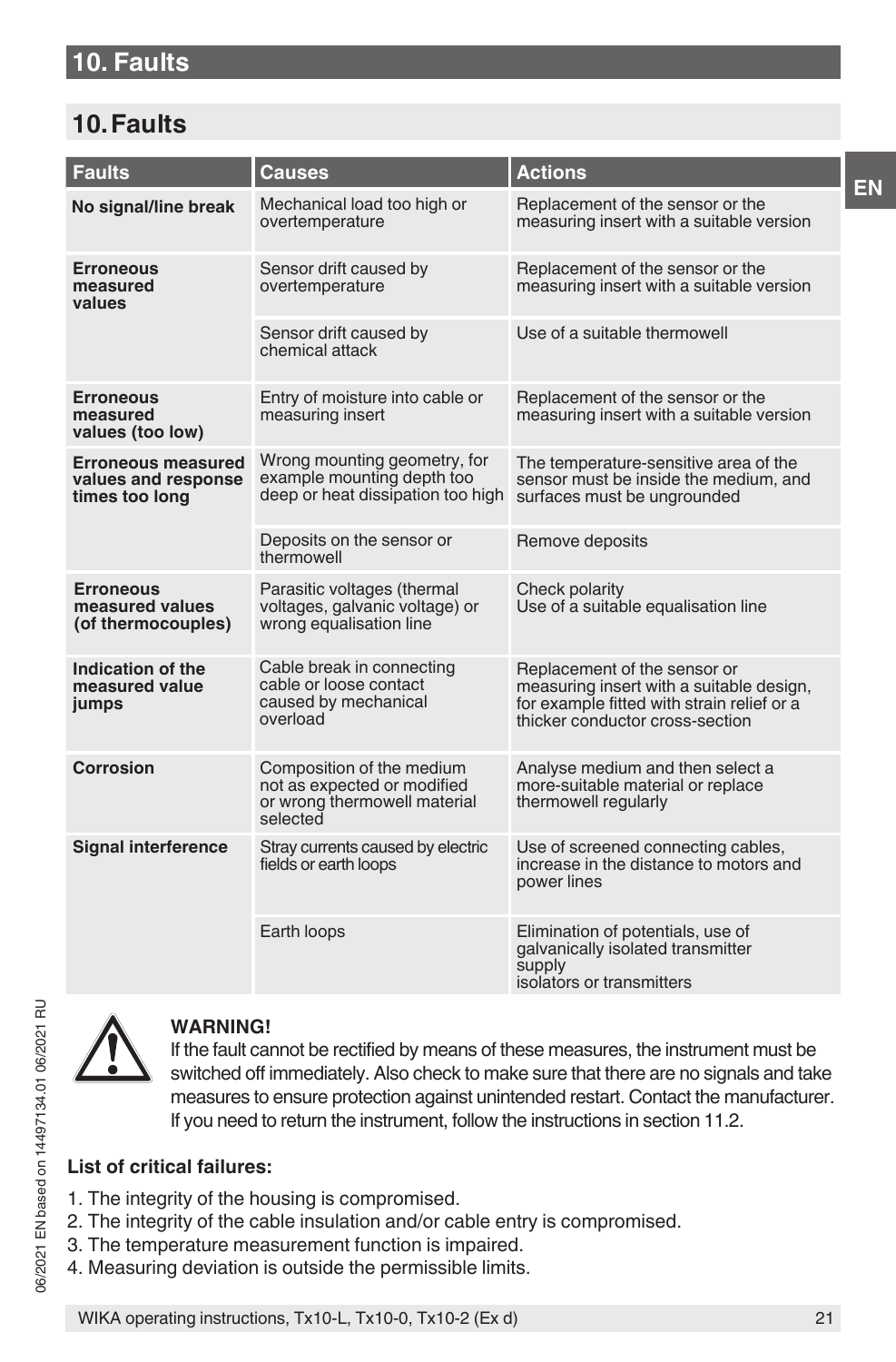# 10. Faults

| Faults | Causes | Actions |
|---|---|---|
| **No signal/line break** | Mechanical load too high or overtemperature | Replacement of the sensor or the measuring insert with a suitable version |
| **Erroneous measured values** | Sensor drift caused by overtemperature | Replacement of the sensor or the measuring insert with a suitable version |
| | Sensor drift caused by chemical attack | Use of a suitable thermowell |
| **Erroneous measured values (too low)** | Entry of moisture into cable or measuring insert | Replacement of the sensor or the measuring insert with a suitable version |
| **Erroneous measured values and response times too long** | Wrong mounting geometry, for example mounting depth too deep or heat dissipation too high | The temperature-sensitive area of the sensor must be inside the medium, and surfaces must be ungrounded |
| | Deposits on the sensor or thermowell | Remove deposits |
| **Erroneous measured values (of thermocouples)** | Parasitic voltages (thermal voltages, galvanic voltage) or wrong equalisation line | Check polarity<br>Use of a suitable equalisation line |
| **Indication of the measured value jumps** | Cable break in connecting cable or loose contact caused by mechanical overload | Replacement of the sensor or measuring insert with a suitable design, for example fitted with strain relief or a thicker conductor cross-section |
| **Corrosion** | Composition of the medium not as expected or modified or wrong thermowell material selected | Analyse medium and then select a more-suitable material or replace thermowell regularly |
| **Signal interference** | Stray currents caused by electric fields or earth loops | Use of screened connecting cables, increase in the distance to motors and power lines |
| | Earth loops | Elimination of potentials, use of galvanically isolated transmitter supply isolators or transmitters |

**WARNING!**
If the fault cannot be rectified by means of these measures, the instrument must be switched off immediately. Also check to make sure that there are no signals and take measures to ensure protection against unintended restart. Contact the manufacturer. If you need to return the instrument, follow the instructions in section 11.2.

**List of critical failures:**

1. The integrity of the housing is compromised.
2. The integrity of the cable insulation and/or cable entry is compromised.
3. The temperature measurement function is impaired.
4. Measuring deviation is outside the permissible limits.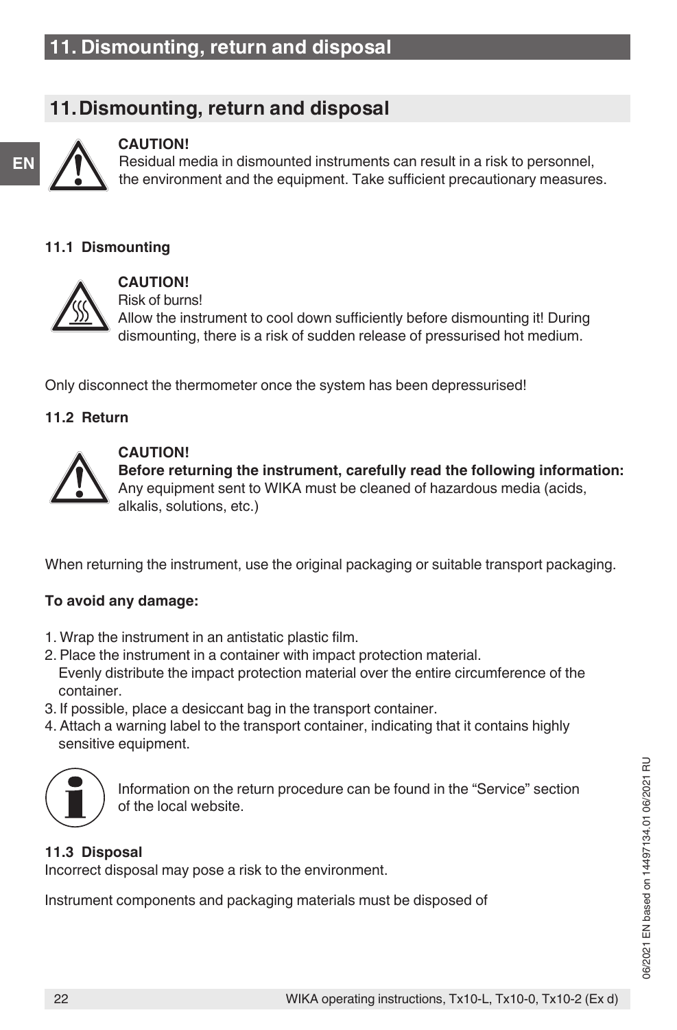# 11. Dismounting, return and disposal

**CAUTION!**
Residual media in dismounted instruments can result in a risk to personnel, the environment and the equipment. Take sufficient precautionary measures.

### 11.1 Dismounting

**CAUTION!**
Risk of burns!
Allow the instrument to cool down sufficiently before dismounting it! During dismounting, there is a risk of sudden release of pressurised hot medium.

Only disconnect the thermometer once the system has been depressurised!

### 11.2 Return

**CAUTION!**
**Before returning the instrument, carefully read the following information:**
Any equipment sent to WIKA must be cleaned of hazardous media (acids, alkalis, solutions, etc.)

When returning the instrument, use the original packaging or suitable transport packaging.

**To avoid any damage:**

1. Wrap the instrument in an antistatic plastic film.
2. Place the instrument in a container with impact protection material. Evenly distribute the impact protection material over the entire circumference of the container.
3. If possible, place a desiccant bag in the transport container.
4. Attach a warning label to the transport container, indicating that it contains highly sensitive equipment.

Information on the return procedure can be found in the "Service" section of the local website.

### 11.3 Disposal

Incorrect disposal may pose a risk to the environment.

Instrument components and packaging materials must be disposed of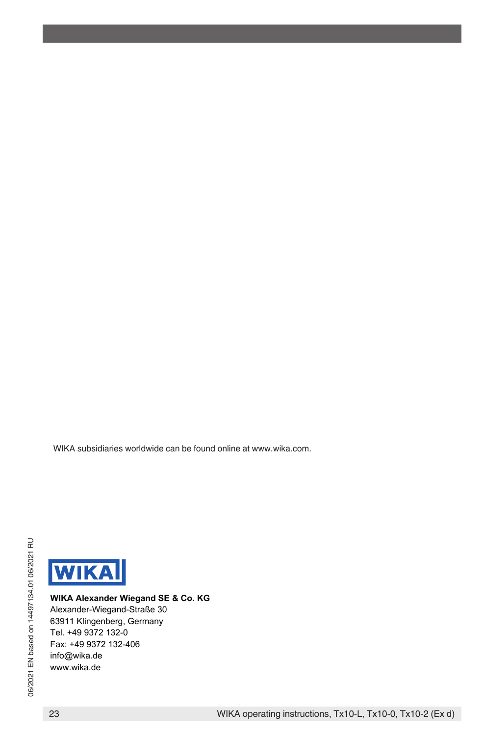WIKA subsidiaries worldwide can be found online at www.wika.com.

06/2021 EN based on 14497134.01 06/2021 RU

**WIKA Alexander Wiegand SE & Co. KG**
Alexander-Wiegand-Straße 30
63911 Klingenberg, Germany
Tel. +49 9372 132-0
Fax: +49 9372 132-406
info@wika.de
www.wika.de